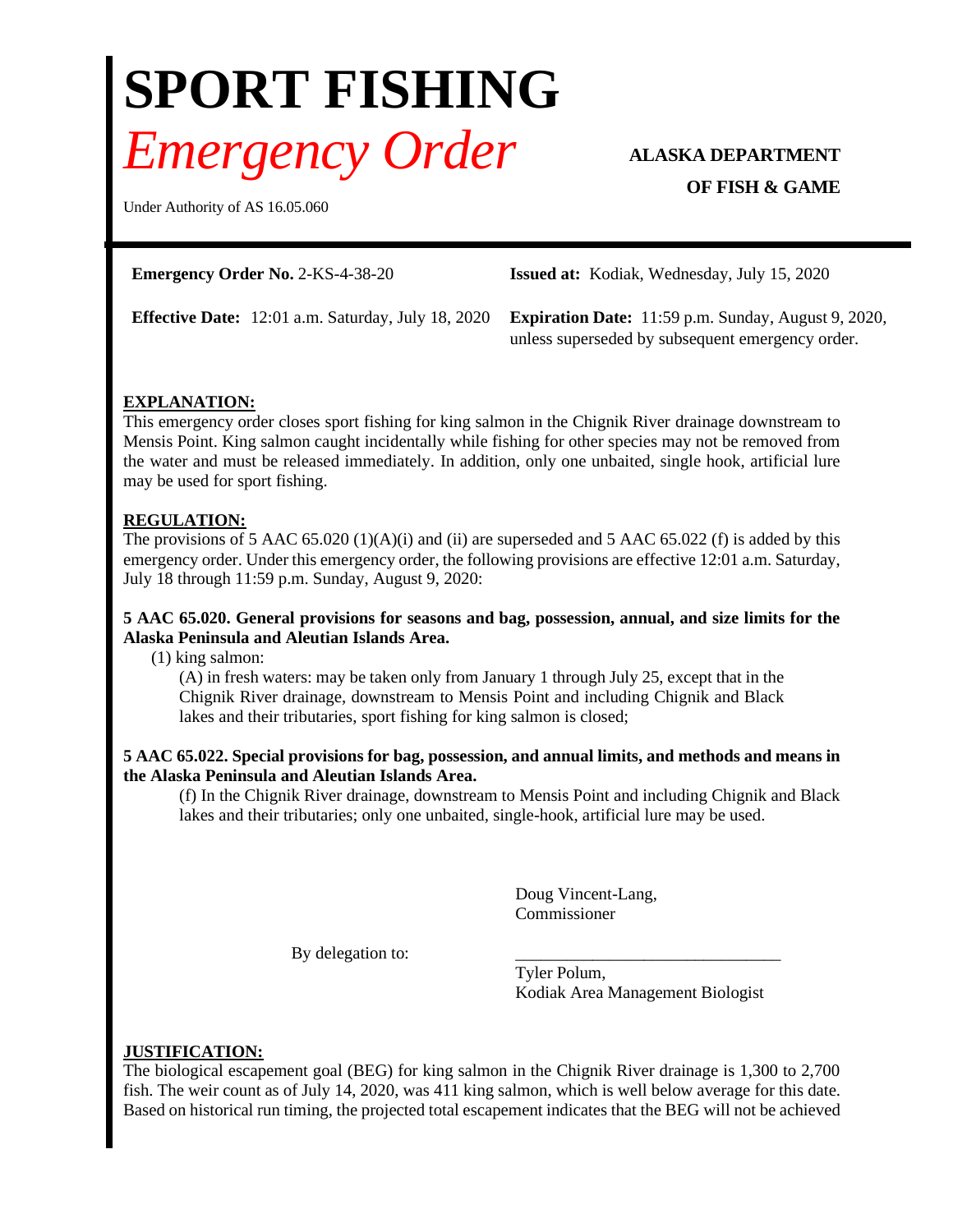# SPORT FISHING

## *Emergency Order*

**ALASKA DEPARTMENT OF FISH & GAME**

Under Authority of AS 16.05.060

**Emergency Order No.** 2-KS-4-38-20

**Issued at:** Kodiak, Wednesday, July 15, 2020

**Effective Date:** 12:01 a.m. Saturday, July 18, 2020

**Expiration Date:** 11:59 p.m. Sunday, August 9, 2020, unless superseded by subsequent emergency order.

**EXPLANATION:**

This emergency order closes sport fishing for king salmon in the Chignik River drainage downstream to Mensis Point. King salmon caught incidentally while fishing for other species may not be removed from the water and must be released immediately. In addition, only one unbaited, single hook, artificial lure may be used for sport fishing.

**REGULATION:**

The provisions of 5 AAC 65.020 (1)(A)(i) and (ii) are superseded and 5 AAC 65.022 (f) is added by this emergency order. Under this emergency order, the following provisions are effective 12:01 a.m. Saturday, July 18 through 11:59 p.m. Sunday, August 9, 2020:

**5 AAC 65.020. General provisions for seasons and bag, possession, annual, and size limits for the Alaska Peninsula and Aleutian Islands Area.**

(1) king salmon:

(A) in fresh waters: may be taken only from January 1 through July 25, except that in the Chignik River drainage, downstream to Mensis Point and including Chignik and Black lakes and their tributaries, sport fishing for king salmon is closed;

**5 AAC 65.022. Special provisions for bag, possession, and annual limits, and methods and means in the Alaska Peninsula and Aleutian Islands Area.**

(f) In the Chignik River drainage, downstream to Mensis Point and including Chignik and Black lakes and their tributaries; only one unbaited, single-hook, artificial lure may be used.

Doug Vincent-Lang,
Commissioner

By delegation to:

_______________________________

Tyler Polum,
Kodiak Area Management Biologist

**JUSTIFICATION:**

The biological escapement goal (BEG) for king salmon in the Chignik River drainage is 1,300 to 2,700 fish. The weir count as of July 14, 2020, was 411 king salmon, which is well below average for this date. Based on historical run timing, the projected total escapement indicates that the BEG will not be achieved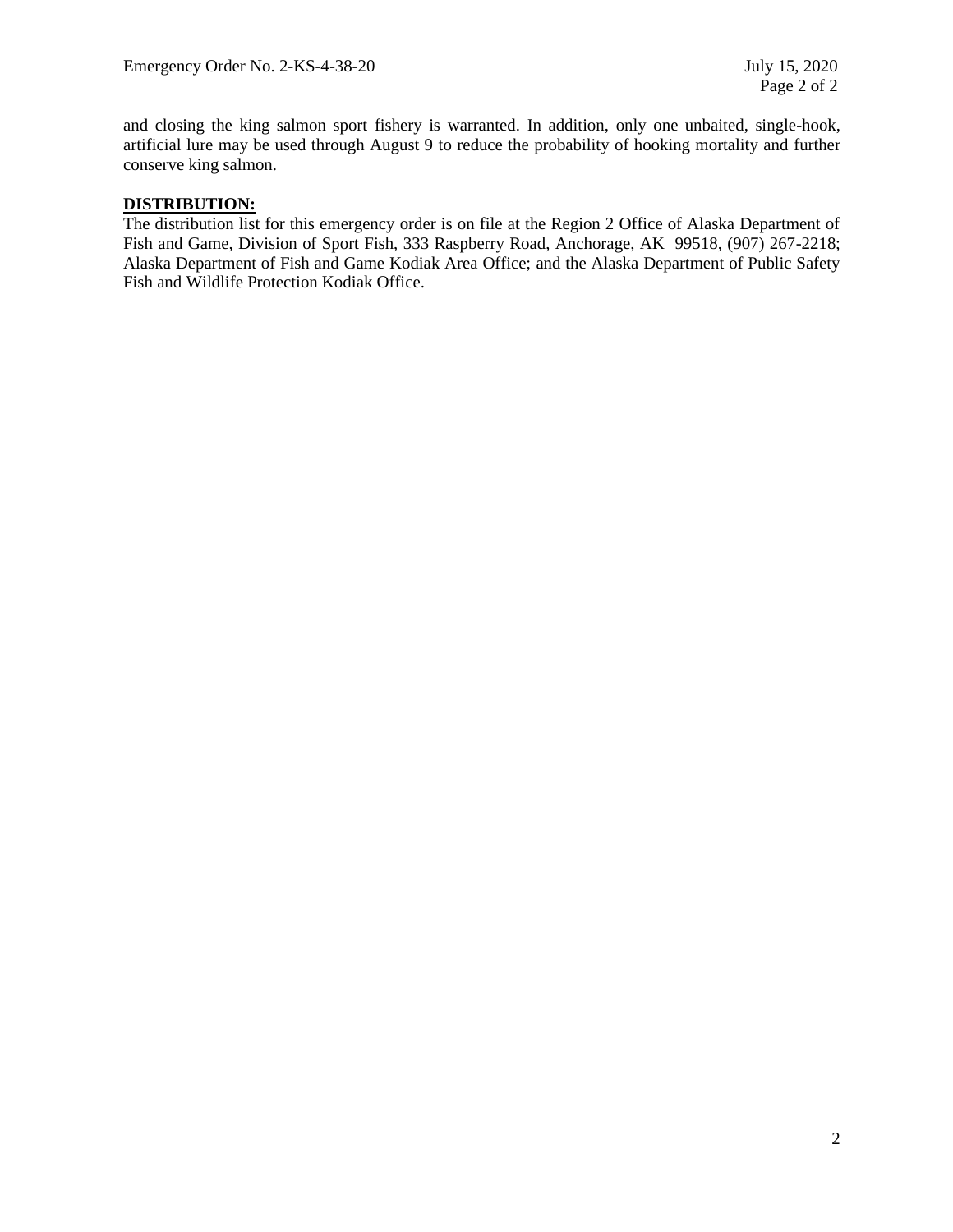and closing the king salmon sport fishery is warranted. In addition, only one unbaited, single-hook, artificial lure may be used through August 9 to reduce the probability of hooking mortality and further conserve king salmon.

**DISTRIBUTION:**

The distribution list for this emergency order is on file at the Region 2 Office of Alaska Department of Fish and Game, Division of Sport Fish, 333 Raspberry Road, Anchorage, AK 99518, (907) 267-2218; Alaska Department of Fish and Game Kodiak Area Office; and the Alaska Department of Public Safety Fish and Wildlife Protection Kodiak Office.